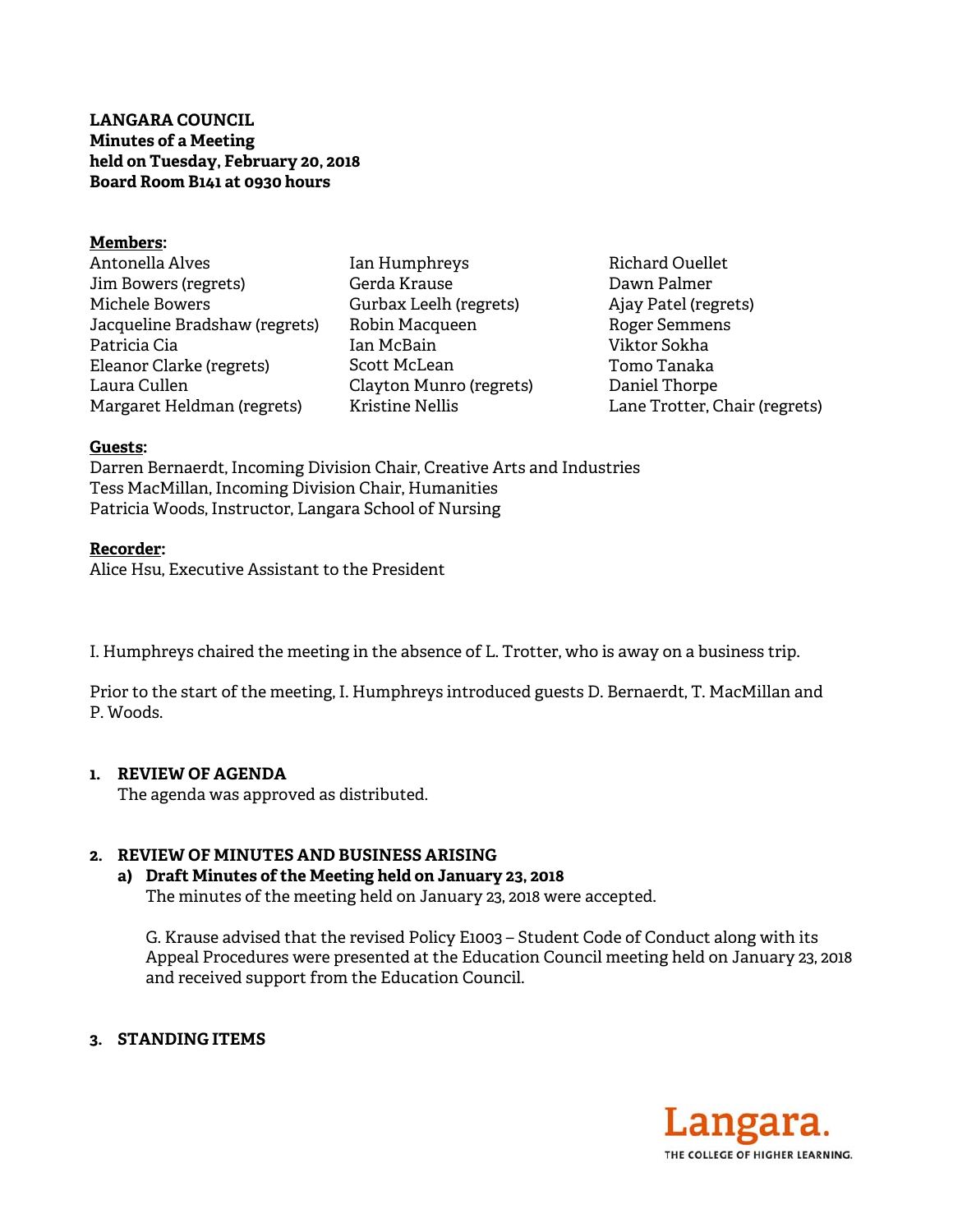**LANGARA COUNCIL**
**Minutes of a Meeting**
**held on Tuesday, February 20, 2018**
**Board Room B141 at 0930 hours**

**Members:**

Antonella Alves
Jim Bowers (regrets)
Michele Bowers
Jacqueline Bradshaw (regrets)
Patricia Cia
Eleanor Clarke (regrets)
Laura Cullen
Margaret Heldman (regrets)
Ian Humphreys
Gerda Krause
Gurbax Leelh (regrets)
Robin Macqueen
Ian McBain
Scott McLean
Clayton Munro (regrets)
Kristine Nellis
Richard Ouellet
Dawn Palmer
Ajay Patel (regrets)
Roger Semmens
Viktor Sokha
Tomo Tanaka
Daniel Thorpe
Lane Trotter, Chair (regrets)

**Guests:**

Darren Bernaerdt, Incoming Division Chair, Creative Arts and Industries
Tess MacMillan, Incoming Division Chair, Humanities
Patricia Woods, Instructor, Langara School of Nursing

**Recorder:**

Alice Hsu, Executive Assistant to the President

I. Humphreys chaired the meeting in the absence of L. Trotter, who is away on a business trip.

Prior to the start of the meeting, I. Humphreys introduced guests D. Bernaerdt, T. MacMillan and P. Woods.

1. **REVIEW OF AGENDA**
   The agenda was approved as distributed.

2. **REVIEW OF MINUTES AND BUSINESS ARISING**
   a) **Draft Minutes of the Meeting held on January 23, 2018**
      The minutes of the meeting held on January 23, 2018 were accepted.

      G. Krause advised that the revised Policy E1003 – Student Code of Conduct along with its Appeal Procedures were presented at the Education Council meeting held on January 23, 2018 and received support from the Education Council.

3. **STANDING ITEMS**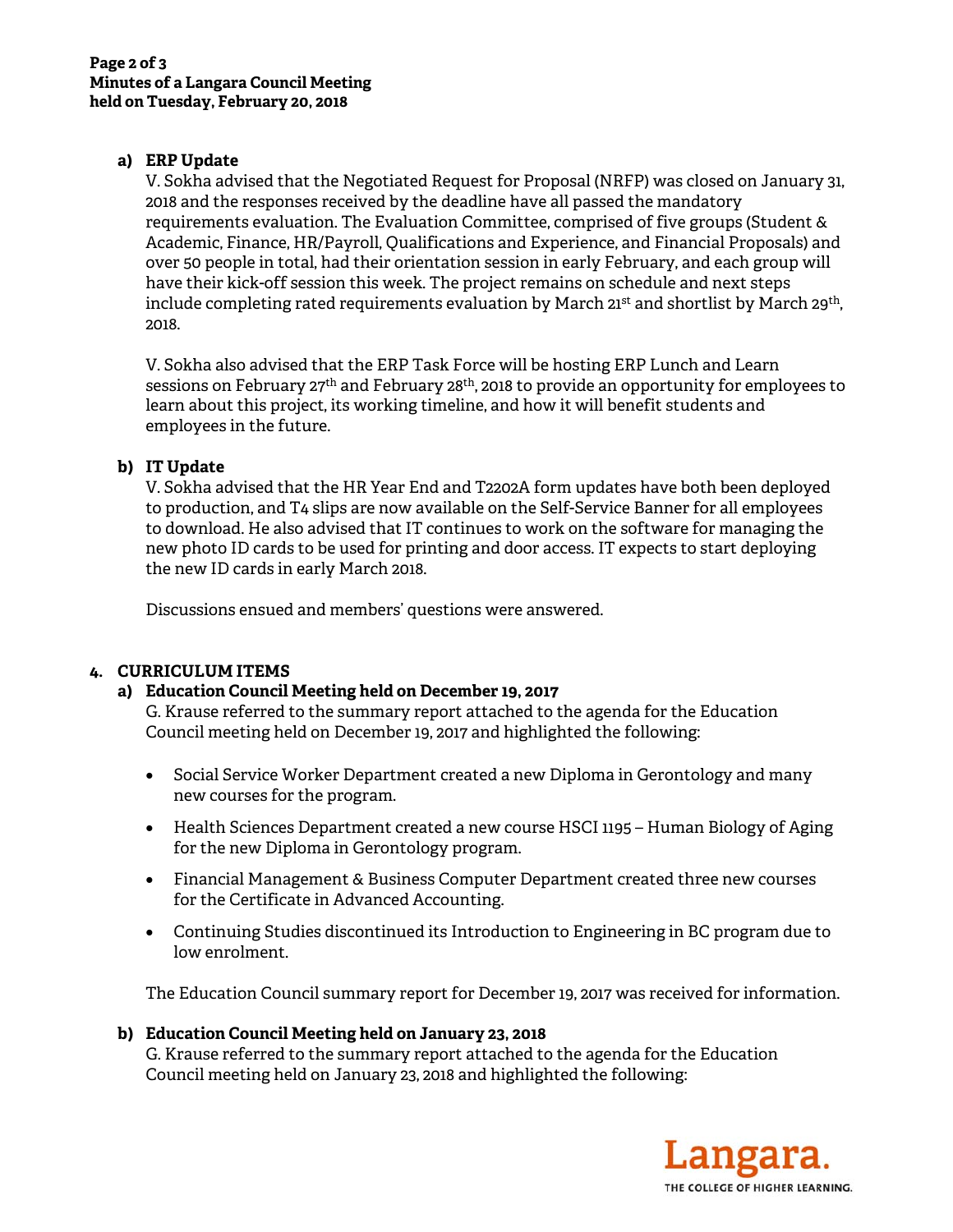**a) ERP Update**

V. Sokha advised that the Negotiated Request for Proposal (NRFP) was closed on January 31, 2018 and the responses received by the deadline have all passed the mandatory requirements evaluation. The Evaluation Committee, comprised of five groups (Student & Academic, Finance, HR/Payroll, Qualifications and Experience, and Financial Proposals) and over 50 people in total, had their orientation session in early February, and each group will have their kick-off session this week. The project remains on schedule and next steps include completing rated requirements evaluation by March 21st and shortlist by March 29th, 2018.

V. Sokha also advised that the ERP Task Force will be hosting ERP Lunch and Learn sessions on February 27th and February 28th, 2018 to provide an opportunity for employees to learn about this project, its working timeline, and how it will benefit students and employees in the future.

**b) IT Update**

V. Sokha advised that the HR Year End and T2202A form updates have both been deployed to production, and T4 slips are now available on the Self-Service Banner for all employees to download. He also advised that IT continues to work on the software for managing the new photo ID cards to be used for printing and door access. IT expects to start deploying the new ID cards in early March 2018.

Discussions ensued and members' questions were answered.

**4. CURRICULUM ITEMS**

**a) Education Council Meeting held on December 19, 2017**

G. Krause referred to the summary report attached to the agenda for the Education Council meeting held on December 19, 2017 and highlighted the following:

- Social Service Worker Department created a new Diploma in Gerontology and many new courses for the program.
- Health Sciences Department created a new course HSCI 1195 – Human Biology of Aging for the new Diploma in Gerontology program.
- Financial Management & Business Computer Department created three new courses for the Certificate in Advanced Accounting.
- Continuing Studies discontinued its Introduction to Engineering in BC program due to low enrolment.

The Education Council summary report for December 19, 2017 was received for information.

**b) Education Council Meeting held on January 23, 2018**

G. Krause referred to the summary report attached to the agenda for the Education Council meeting held on January 23, 2018 and highlighted the following: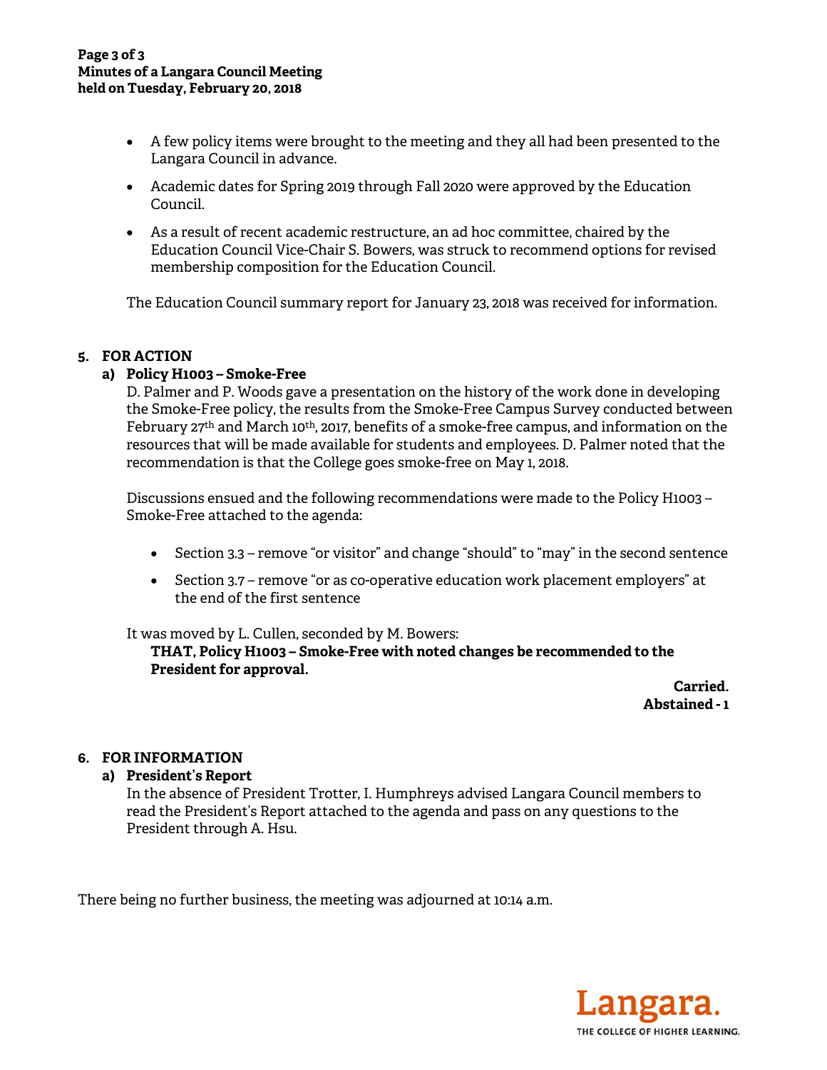- A few policy items were brought to the meeting and they all had been presented to the Langara Council in advance.
- Academic dates for Spring 2019 through Fall 2020 were approved by the Education Council.
- As a result of recent academic restructure, an ad hoc committee, chaired by the Education Council Vice-Chair S. Bowers, was struck to recommend options for revised membership composition for the Education Council.

The Education Council summary report for January 23, 2018 was received for information.

## 5. FOR ACTION

### a) Policy H1003 – Smoke-Free

D. Palmer and P. Woods gave a presentation on the history of the work done in developing the Smoke-Free policy, the results from the Smoke-Free Campus Survey conducted between February 27th and March 10th, 2017, benefits of a smoke-free campus, and information on the resources that will be made available for students and employees. D. Palmer noted that the recommendation is that the College goes smoke-free on May 1, 2018.

Discussions ensued and the following recommendations were made to the Policy H1003 – Smoke-Free attached to the agenda:

- Section 3.3 – remove "or visitor" and change "should" to "may" in the second sentence
- Section 3.7 – remove "or as co-operative education work placement employers" at the end of the first sentence

It was moved by L. Cullen, seconded by M. Bowers:

**THAT, Policy H1003 – Smoke-Free with noted changes be recommended to the President for approval.**

**Carried.**
**Abstained - 1**

## 6. FOR INFORMATION

### a) President's Report

In the absence of President Trotter, I. Humphreys advised Langara Council members to read the President's Report attached to the agenda and pass on any questions to the President through A. Hsu.

There being no further business, the meeting was adjourned at 10:14 a.m.

Langara.
THE COLLEGE OF HIGHER LEARNING.